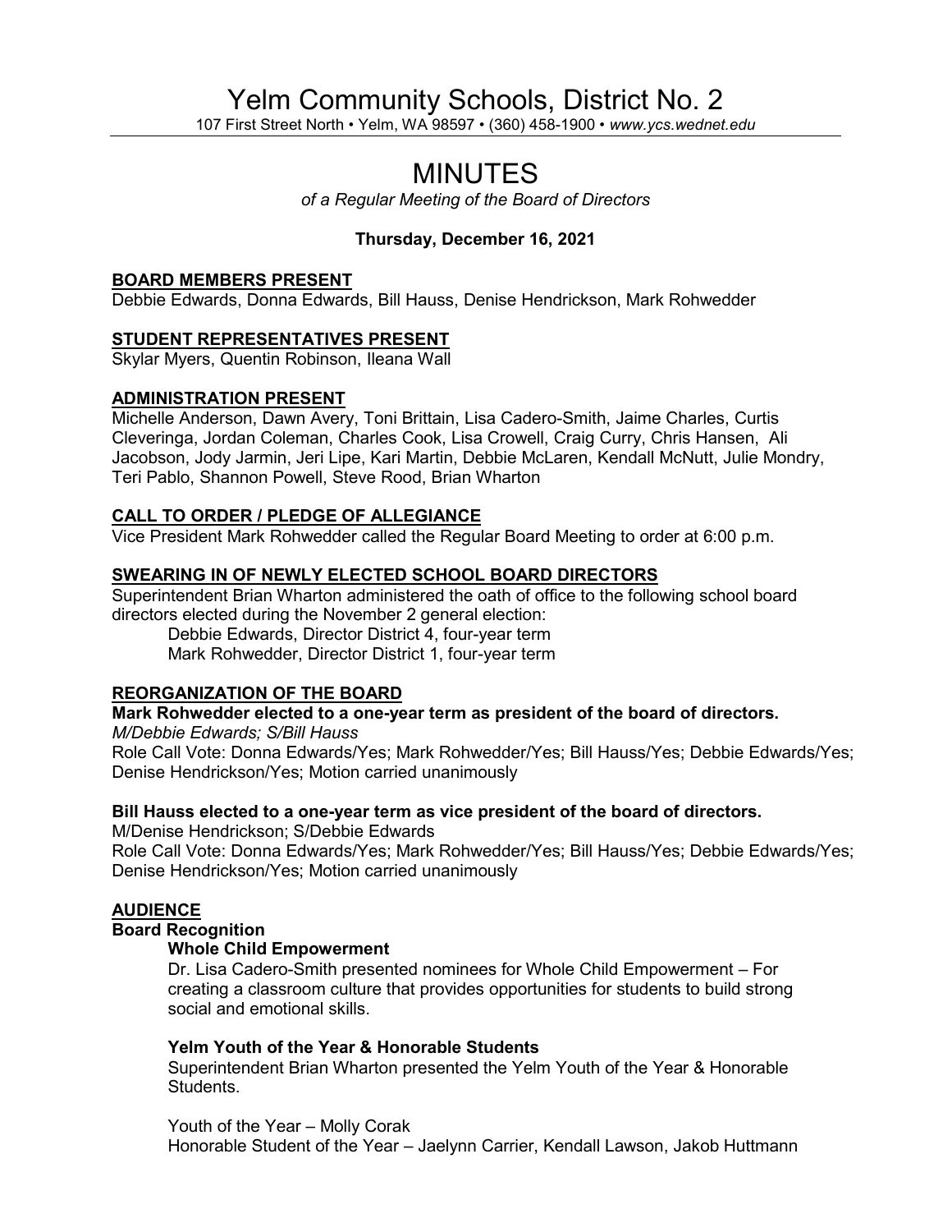# Yelm Community Schools, District No. 2

107 First Street North • Yelm, WA 98597 • (360) 458-1900 • *www.ycs.wednet.edu*

# MINUTES

*of a Regular Meeting of the Board of Directors*

**Thursday, December 16, 2021**

## BOARD MEMBERS PRESENT

Debbie Edwards, Donna Edwards, Bill Hauss, Denise Hendrickson, Mark Rohwedder

## STUDENT REPRESENTATIVES PRESENT

Skylar Myers, Quentin Robinson, Ileana Wall

## ADMINISTRATION PRESENT

Michelle Anderson, Dawn Avery, Toni Brittain, Lisa Cadero-Smith, Jaime Charles, Curtis Cleveringa, Jordan Coleman, Charles Cook, Lisa Crowell, Craig Curry, Chris Hansen, Ali Jacobson, Jody Jarmin, Jeri Lipe, Kari Martin, Debbie McLaren, Kendall McNutt, Julie Mondry, Teri Pablo, Shannon Powell, Steve Rood, Brian Wharton

## CALL TO ORDER / PLEDGE OF ALLEGIANCE

Vice President Mark Rohwedder called the Regular Board Meeting to order at 6:00 p.m.

## SWEARING IN OF NEWLY ELECTED SCHOOL BOARD DIRECTORS

Superintendent Brian Wharton administered the oath of office to the following school board directors elected during the November 2 general election:

Debbie Edwards, Director District 4, four-year term
Mark Rohwedder, Director District 1, four-year term

## REORGANIZATION OF THE BOARD

**Mark Rohwedder elected to a one-year term as president of the board of directors.**

*M/Debbie Edwards; S/Bill Hauss*

Role Call Vote: Donna Edwards/Yes; Mark Rohwedder/Yes; Bill Hauss/Yes; Debbie Edwards/Yes; Denise Hendrickson/Yes; Motion carried unanimously

**Bill Hauss elected to a one-year term as vice president of the board of directors.**

M/Denise Hendrickson; S/Debbie Edwards

Role Call Vote: Donna Edwards/Yes; Mark Rohwedder/Yes; Bill Hauss/Yes; Debbie Edwards/Yes; Denise Hendrickson/Yes; Motion carried unanimously

## AUDIENCE

### Board Recognition

#### Whole Child Empowerment

Dr. Lisa Cadero-Smith presented nominees for Whole Child Empowerment – For creating a classroom culture that provides opportunities for students to build strong social and emotional skills.

#### Yelm Youth of the Year & Honorable Students

Superintendent Brian Wharton presented the Yelm Youth of the Year & Honorable Students.

Youth of the Year – Molly Corak
Honorable Student of the Year – Jaelynn Carrier, Kendall Lawson, Jakob Huttmann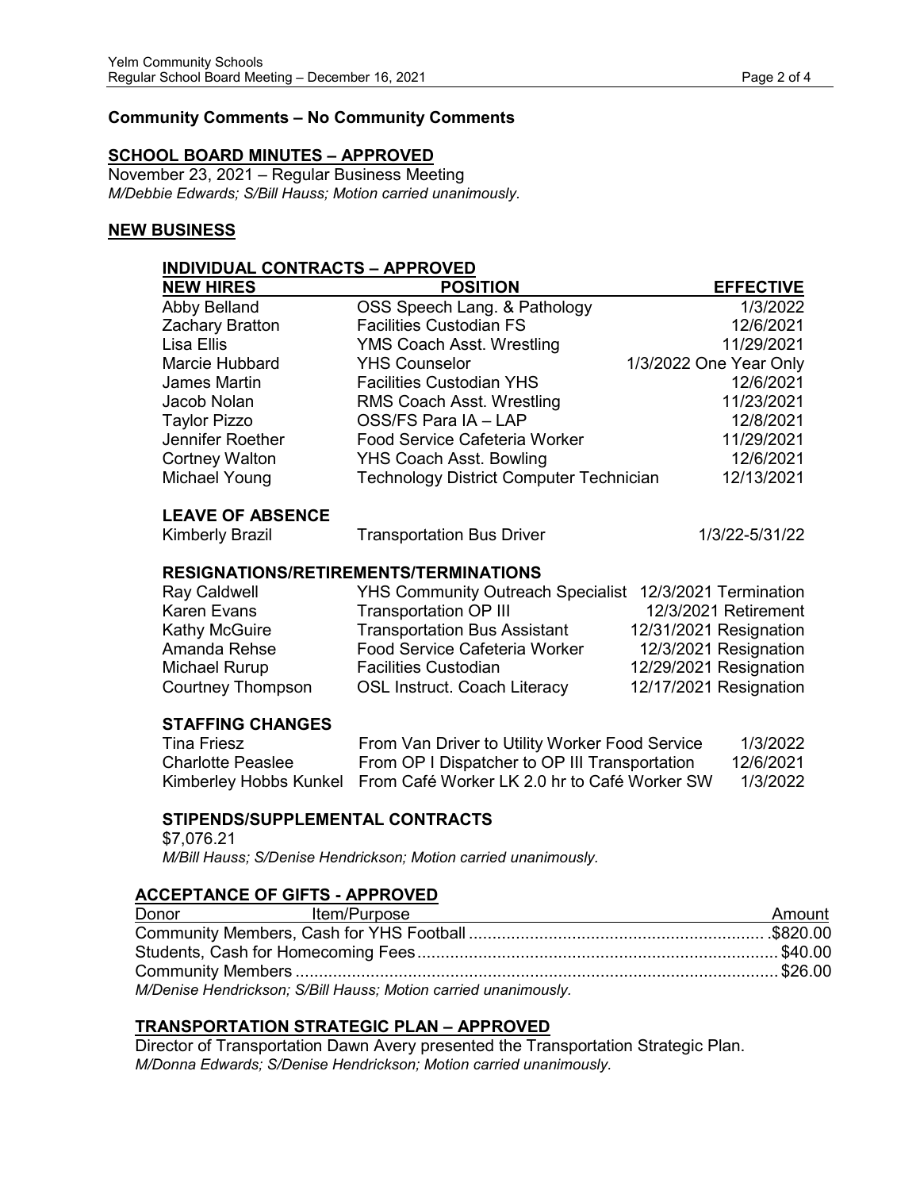**Community Comments – No Community Comments**

## SCHOOL BOARD MINUTES – APPROVED

November 23, 2021 – Regular Business Meeting
*M/Debbie Edwards; S/Bill Hauss; Motion carried unanimously.*

## NEW BUSINESS

### INDIVIDUAL CONTRACTS – APPROVED

| NEW HIRES | POSITION | EFFECTIVE |
|---|---|---|
| Abby Belland | OSS Speech Lang. & Pathology | 1/3/2022 |
| Zachary Bratton | Facilities Custodian FS | 12/6/2021 |
| Lisa Ellis | YMS Coach Asst. Wrestling | 11/29/2021 |
| Marcie Hubbard | YHS Counselor | 1/3/2022 One Year Only |
| James Martin | Facilities Custodian YHS | 12/6/2021 |
| Jacob Nolan | RMS Coach Asst. Wrestling | 11/23/2021 |
| Taylor Pizzo | OSS/FS Para IA – LAP | 12/8/2021 |
| Jennifer Roether | Food Service Cafeteria Worker | 11/29/2021 |
| Cortney Walton | YHS Coach Asst. Bowling | 12/6/2021 |
| Michael Young | Technology District Computer Technician | 12/13/2021 |

**LEAVE OF ABSENCE**

| | | |
|---|---|---|
| Kimberly Brazil | Transportation Bus Driver | 1/3/22-5/31/22 |

**RESIGNATIONS/RETIREMENTS/TERMINATIONS**

| | | |
|---|---|---|
| Ray Caldwell | YHS Community Outreach Specialist | 12/3/2021 Termination |
| Karen Evans | Transportation OP III | 12/3/2021 Retirement |
| Kathy McGuire | Transportation Bus Assistant | 12/31/2021 Resignation |
| Amanda Rehse | Food Service Cafeteria Worker | 12/3/2021 Resignation |
| Michael Rurup | Facilities Custodian | 12/29/2021 Resignation |
| Courtney Thompson | OSL Instruct. Coach Literacy | 12/17/2021 Resignation |

**STAFFING CHANGES**

| | | |
|---|---|---|
| Tina Friesz | From Van Driver to Utility Worker Food Service | 1/3/2022 |
| Charlotte Peaslee | From OP I Dispatcher to OP III Transportation | 12/6/2021 |
| Kimberley Hobbs Kunkel | From Café Worker LK 2.0 hr to Café Worker SW | 1/3/2022 |

**STIPENDS/SUPPLEMENTAL CONTRACTS**

$7,076.21
*M/Bill Hauss; S/Denise Hendrickson; Motion carried unanimously.*

## ACCEPTANCE OF GIFTS - APPROVED

| Donor Item/Purpose | Amount |
|---|---|
| Community Members, Cash for YHS Football | $820.00 |
| Students, Cash for Homecoming Fees | $40.00 |
| Community Members | $26.00 |

*M/Denise Hendrickson; S/Bill Hauss; Motion carried unanimously.*

## TRANSPORTATION STRATEGIC PLAN – APPROVED

Director of Transportation Dawn Avery presented the Transportation Strategic Plan.
*M/Donna Edwards; S/Denise Hendrickson; Motion carried unanimously.*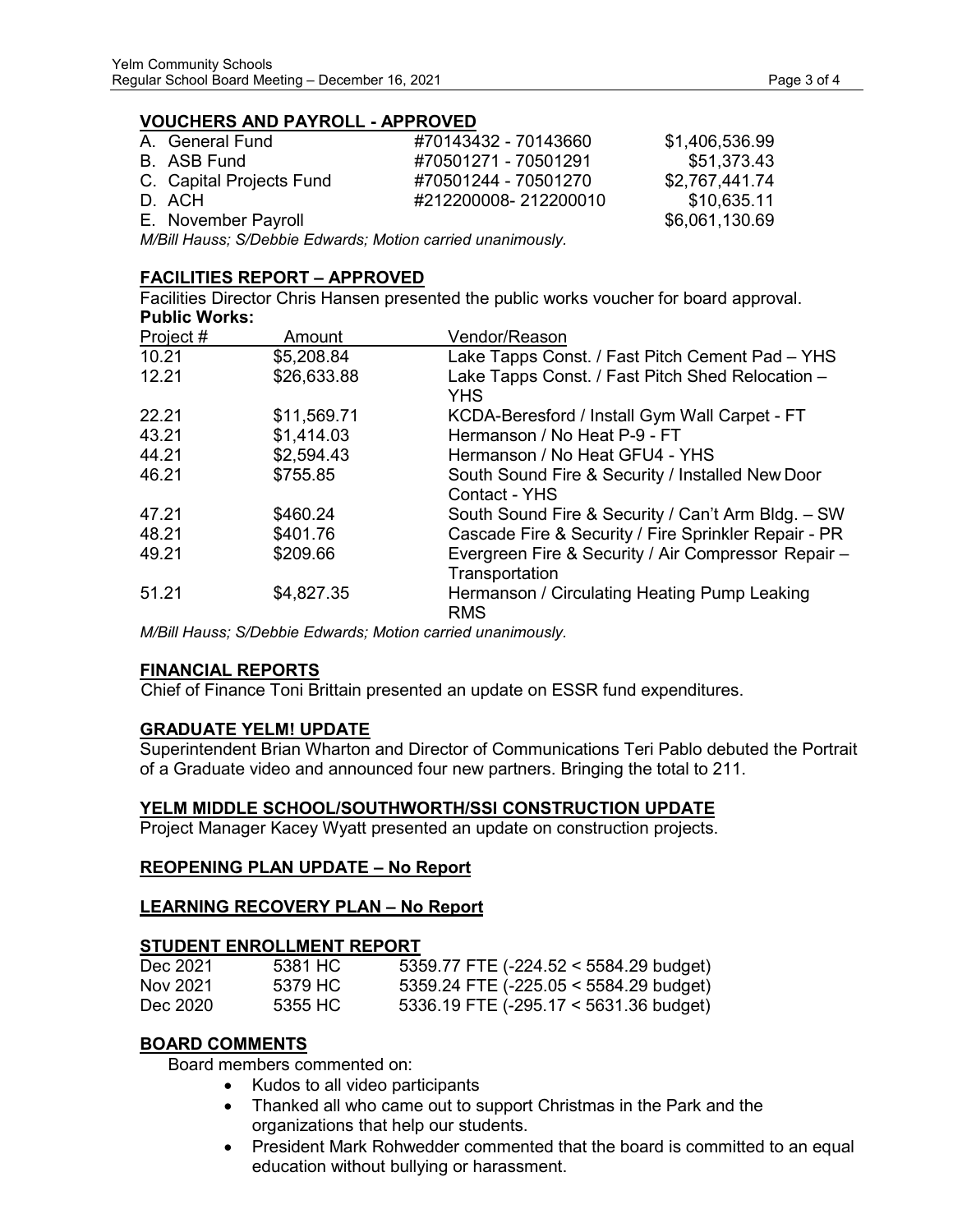## VOUCHERS AND PAYROLL - APPROVED

| | | |
|---|---|---|
| A. General Fund | #70143432 - 70143660 | $1,406,536.99 |
| B. ASB Fund | #70501271 - 70501291 | $51,373.43 |
| C. Capital Projects Fund | #70501244 - 70501270 | $2,767,441.74 |
| D. ACH | #212200008- 212200010 | $10,635.11 |
| E. November Payroll | | $6,061,130.69 |

*M/Bill Hauss; S/Debbie Edwards; Motion carried unanimously.*

## FACILITIES REPORT – APPROVED

Facilities Director Chris Hansen presented the public works voucher for board approval.

**Public Works:**

| Project # | Amount | Vendor/Reason |
|---|---|---|
| 10.21 | $5,208.84 | Lake Tapps Const. / Fast Pitch Cement Pad – YHS |
| 12.21 | $26,633.88 | Lake Tapps Const. / Fast Pitch Shed Relocation – YHS |
| 22.21 | $11,569.71 | KCDA-Beresford / Install Gym Wall Carpet - FT |
| 43.21 | $1,414.03 | Hermanson / No Heat P-9 - FT |
| 44.21 | $2,594.43 | Hermanson / No Heat GFU4 - YHS |
| 46.21 | $755.85 | South Sound Fire & Security / Installed New Door Contact - YHS |
| 47.21 | $460.24 | South Sound Fire & Security / Can't Arm Bldg. – SW |
| 48.21 | $401.76 | Cascade Fire & Security / Fire Sprinkler Repair - PR |
| 49.21 | $209.66 | Evergreen Fire & Security / Air Compressor Repair – Transportation |
| 51.21 | $4,827.35 | Hermanson / Circulating Heating Pump Leaking RMS |

*M/Bill Hauss; S/Debbie Edwards; Motion carried unanimously.*

## FINANCIAL REPORTS

Chief of Finance Toni Brittain presented an update on ESSR fund expenditures.

## GRADUATE YELM! UPDATE

Superintendent Brian Wharton and Director of Communications Teri Pablo debuted the Portrait of a Graduate video and announced four new partners. Bringing the total to 211.

## YELM MIDDLE SCHOOL/SOUTHWORTH/SSI CONSTRUCTION UPDATE

Project Manager Kacey Wyatt presented an update on construction projects.

## REOPENING PLAN UPDATE – No Report

## LEARNING RECOVERY PLAN – No Report

## STUDENT ENROLLMENT REPORT

| | | |
|---|---|---|
| Dec 2021 | 5381 HC | 5359.77 FTE (-224.52 < 5584.29 budget) |
| Nov 2021 | 5379 HC | 5359.24 FTE (-225.05 < 5584.29 budget) |
| Dec 2020 | 5355 HC | 5336.19 FTE (-295.17 < 5631.36 budget) |

## BOARD COMMENTS

Board members commented on:

- Kudos to all video participants
- Thanked all who came out to support Christmas in the Park and the organizations that help our students.
- President Mark Rohwedder commented that the board is committed to an equal education without bullying or harassment.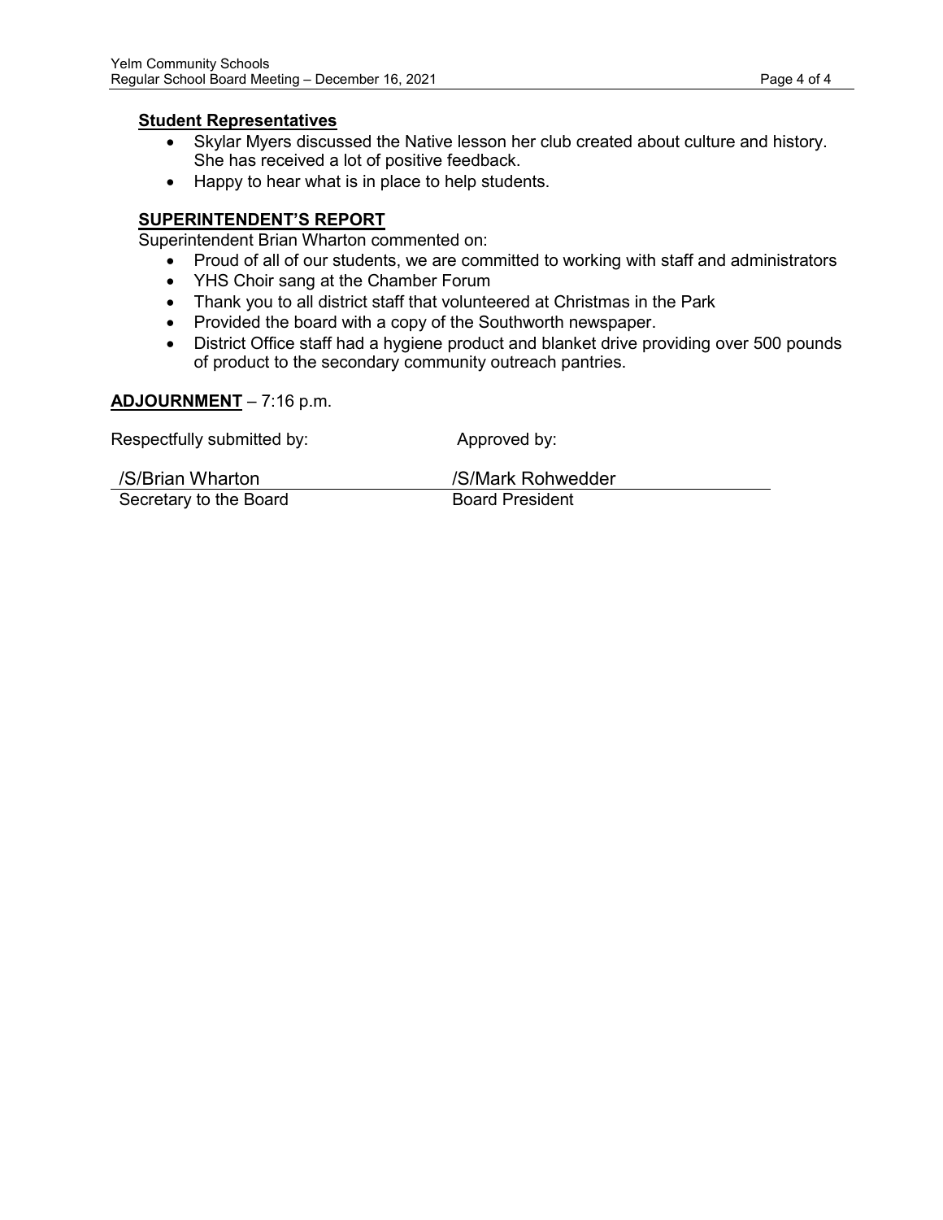### Student Representatives

- Skylar Myers discussed the Native lesson her club created about culture and history. She has received a lot of positive feedback.
- Happy to hear what is in place to help students.

### SUPERINTENDENT'S REPORT

Superintendent Brian Wharton commented on:

- Proud of all of our students, we are committed to working with staff and administrators
- YHS Choir sang at the Chamber Forum
- Thank you to all district staff that volunteered at Christmas in the Park
- Provided the board with a copy of the Southworth newspaper.
- District Office staff had a hygiene product and blanket drive providing over 500 pounds of product to the secondary community outreach pantries.

**ADJOURNMENT** – 7:16 p.m.

Respectfully submitted by: Approved by:

/S/Brian Wharton
Secretary to the Board

/S/Mark Rohwedder
Board President